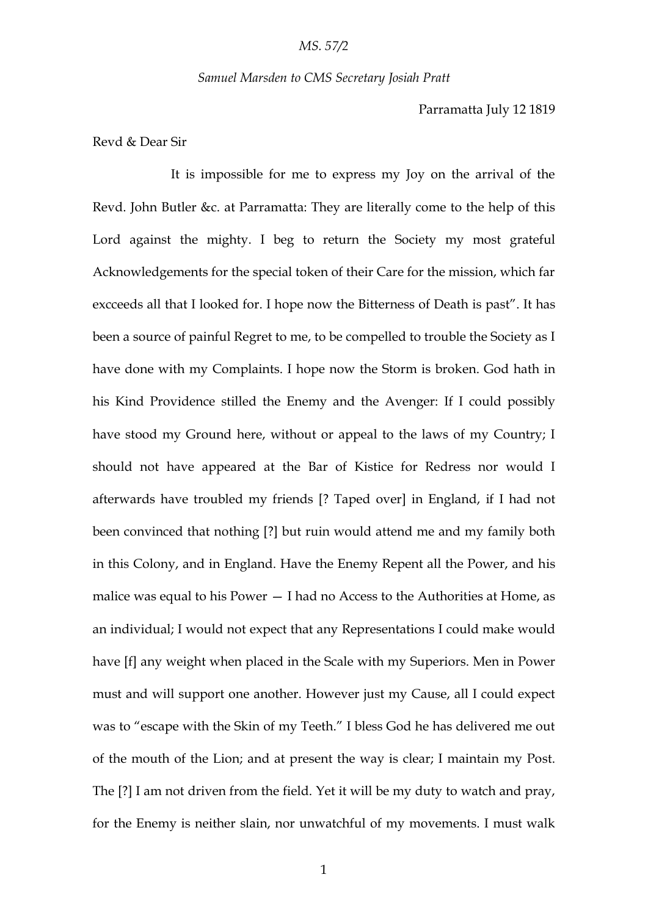*MS. 57/2*

*Samuel Marsden to CMS Secretary Josiah Pratt*

Parramatta July 12 1819

Revd & Dear Sir

It is impossible for me to express my Joy on the arrival of the Revd. John Butler &c. at Parramatta: They are literally come to the help of this Lord against the mighty. I beg to return the Society my most grateful Acknowledgements for the special token of their Care for the mission, which far excceeds all that I looked for. I hope now the Bitterness of Death is past". It has been a source of painful Regret to me, to be compelled to trouble the Society as I have done with my Complaints. I hope now the Storm is broken. God hath in his Kind Providence stilled the Enemy and the Avenger: If I could possibly have stood my Ground here, without or appeal to the laws of my Country; I should not have appeared at the Bar of Kistice for Redress nor would I afterwards have troubled my friends [? Taped over] in England, if I had not been convinced that nothing [?] but ruin would attend me and my family both in this Colony, and in England. Have the Enemy Repent all the Power, and his malice was equal to his Power — I had no Access to the Authorities at Home, as an individual; I would not expect that any Representations I could make would have [f] any weight when placed in the Scale with my Superiors. Men in Power must and will support one another. However just my Cause, all I could expect was to "escape with the Skin of my Teeth." I bless God he has delivered me out of the mouth of the Lion; and at present the way is clear; I maintain my Post. The [?] I am not driven from the field. Yet it will be my duty to watch and pray, for the Enemy is neither slain, nor unwatchful of my movements. I must walk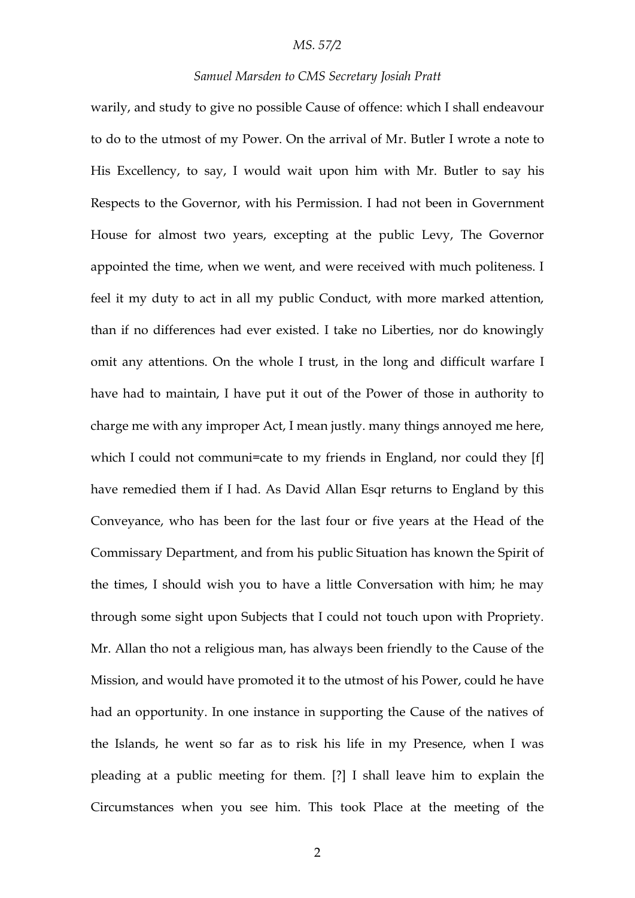warily, and study to give no possible Cause of offence: which I shall endeavour to do to the utmost of my Power. On the arrival of Mr. Butler I wrote a note to His Excellency, to say, I would wait upon him with Mr. Butler to say his Respects to the Governor, with his Permission. I had not been in Government House for almost two years, excepting at the public Levy, The Governor appointed the time, when we went, and were received with much politeness. I feel it my duty to act in all my public Conduct, with more marked attention, than if no differences had ever existed. I take no Liberties, nor do knowingly omit any attentions. On the whole I trust, in the long and difficult warfare I have had to maintain, I have put it out of the Power of those in authority to charge me with any improper Act, I mean justly. many things annoyed me here, which I could not communi=cate to my friends in England, nor could they [f] have remedied them if I had. As David Allan Esqr returns to England by this Conveyance, who has been for the last four or five years at the Head of the Commissary Department, and from his public Situation has known the Spirit of the times, I should wish you to have a little Conversation with him; he may through some sight upon Subjects that I could not touch upon with Propriety. Mr. Allan tho not a religious man, has always been friendly to the Cause of the Mission, and would have promoted it to the utmost of his Power, could he have had an opportunity. In one instance in supporting the Cause of the natives of the Islands, he went so far as to risk his life in my Presence, when I was pleading at a public meeting for them. [?] I shall leave him to explain the Circumstances when you see him. This took Place at the meeting of the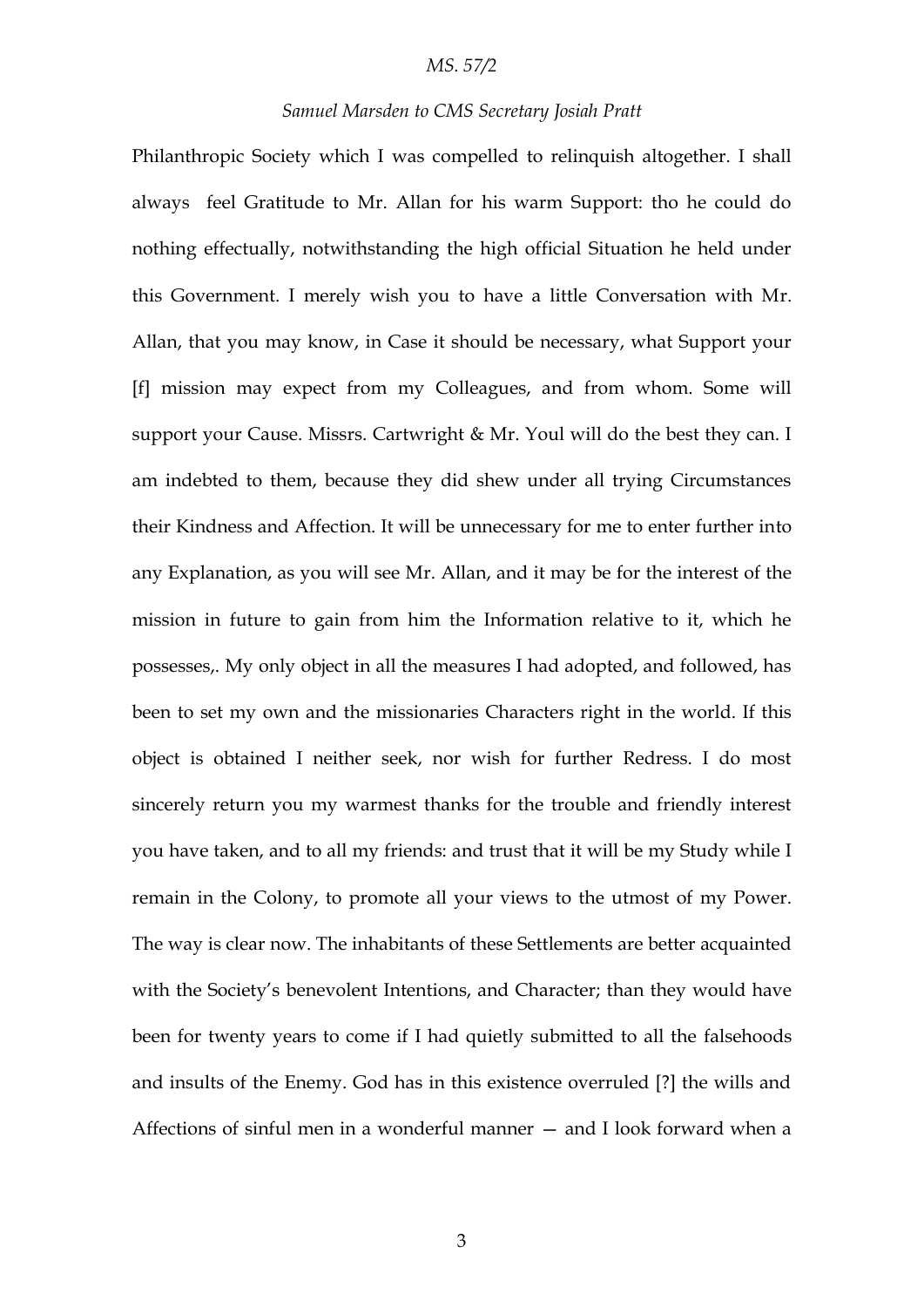Philanthropic Society which I was compelled to relinquish altogether. I shall always feel Gratitude to Mr. Allan for his warm Support: tho he could do nothing effectually, notwithstanding the high official Situation he held under this Government. I merely wish you to have a little Conversation with Mr. Allan, that you may know, in Case it should be necessary, what Support your [f] mission may expect from my Colleagues, and from whom. Some will support your Cause. Missrs. Cartwright & Mr. Youl will do the best they can. I am indebted to them, because they did shew under all trying Circumstances their Kindness and Affection. It will be unnecessary for me to enter further into any Explanation, as you will see Mr. Allan, and it may be for the interest of the mission in future to gain from him the Information relative to it, which he possesses,. My only object in all the measures I had adopted, and followed, has been to set my own and the missionaries Characters right in the world. If this object is obtained I neither seek, nor wish for further Redress. I do most sincerely return you my warmest thanks for the trouble and friendly interest you have taken, and to all my friends: and trust that it will be my Study while I remain in the Colony, to promote all your views to the utmost of my Power. The way is clear now. The inhabitants of these Settlements are better acquainted with the Society's benevolent Intentions, and Character; than they would have been for twenty years to come if I had quietly submitted to all the falsehoods and insults of the Enemy. God has in this existence overruled [?] the wills and Affections of sinful men in a wonderful manner — and I look forward when a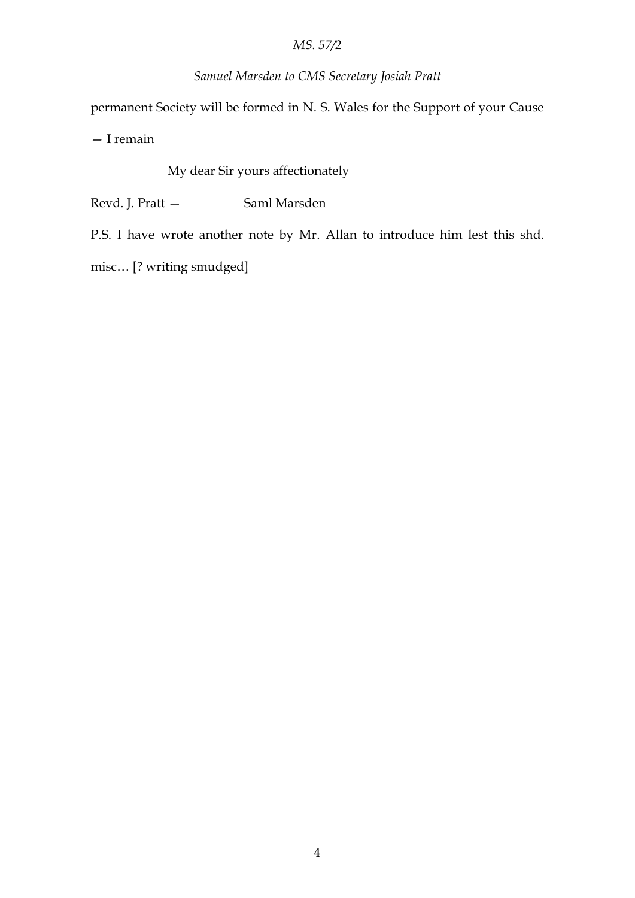permanent Society will be formed in N. S. Wales for the Support of your Cause — I remain

My dear Sir yours affectionately

Revd. J. Pratt — Saml Marsden

P.S. I have wrote another note by Mr. Allan to introduce him lest this shd. misc… [? writing smudged]